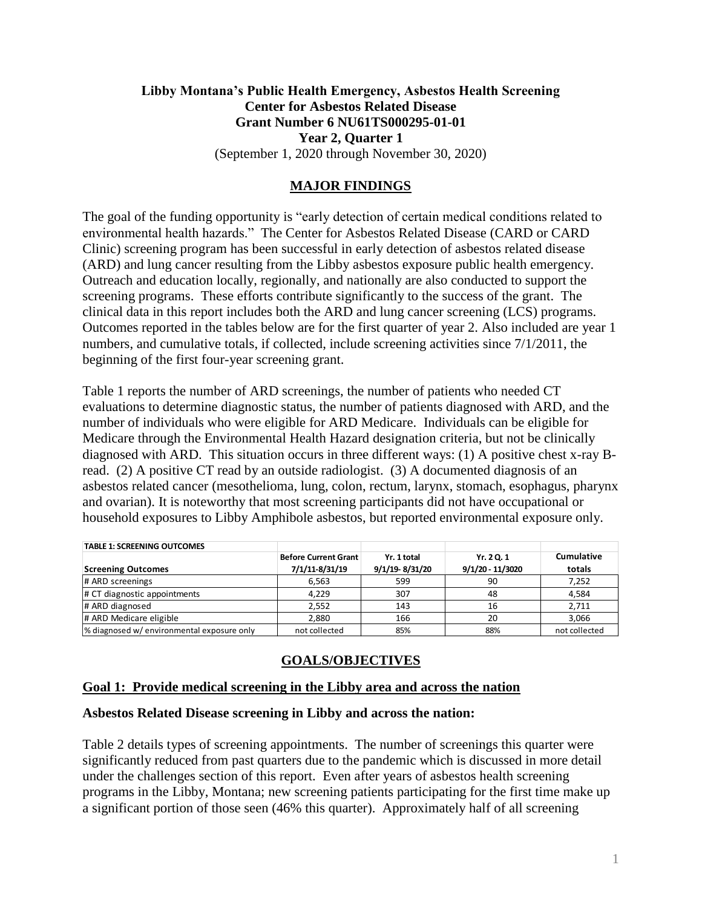**Libby Montana's Public Health Emergency, Asbestos Health Screening**
**Center for Asbestos Related Disease**
**Grant Number 6 NU61TS000295-01-01**
**Year 2, Quarter 1**
(September 1, 2020 through November 30, 2020)

## MAJOR FINDINGS

The goal of the funding opportunity is "early detection of certain medical conditions related to environmental health hazards." The Center for Asbestos Related Disease (CARD or CARD Clinic) screening program has been successful in early detection of asbestos related disease (ARD) and lung cancer resulting from the Libby asbestos exposure public health emergency. Outreach and education locally, regionally, and nationally are also conducted to support the screening programs. These efforts contribute significantly to the success of the grant. The clinical data in this report includes both the ARD and lung cancer screening (LCS) programs. Outcomes reported in the tables below are for the first quarter of year 2. Also included are year 1 numbers, and cumulative totals, if collected, include screening activities since 7/1/2011, the beginning of the first four-year screening grant.

Table 1 reports the number of ARD screenings, the number of patients who needed CT evaluations to determine diagnostic status, the number of patients diagnosed with ARD, and the number of individuals who were eligible for ARD Medicare. Individuals can be eligible for Medicare through the Environmental Health Hazard designation criteria, but not be clinically diagnosed with ARD. This situation occurs in three different ways: (1) A positive chest x-ray B-read. (2) A positive CT read by an outside radiologist. (3) A documented diagnosis of an asbestos related cancer (mesothelioma, lung, colon, rectum, larynx, stomach, esophagus, pharynx and ovarian). It is noteworthy that most screening participants did not have occupational or household exposures to Libby Amphibole asbestos, but reported environmental exposure only.

| TABLE 1: SCREENING OUTCOMES | | | | |
|---|---|---|---|---|
| **Screening Outcomes** | **Before Current Grant 7/1/11-8/31/19** | **Yr. 1 total 9/1/19- 8/31/20** | **Yr. 2 Q. 1 9/1/20 - 11/3020** | **Cumulative totals** |
| # ARD screenings | 6,563 | 599 | 90 | 7,252 |
| # CT diagnostic appointments | 4,229 | 307 | 48 | 4,584 |
| # ARD diagnosed | 2,552 | 143 | 16 | 2,711 |
| # ARD Medicare eligible | 2,880 | 166 | 20 | 3,066 |
| % diagnosed w/ environmental exposure only | not collected | 85% | 88% | not collected |

## GOALS/OBJECTIVES

### Goal 1: Provide medical screening in the Libby area and across the nation

**Asbestos Related Disease screening in Libby and across the nation:**

Table 2 details types of screening appointments. The number of screenings this quarter were significantly reduced from past quarters due to the pandemic which is discussed in more detail under the challenges section of this report. Even after years of asbestos health screening programs in the Libby, Montana; new screening patients participating for the first time make up a significant portion of those seen (46% this quarter). Approximately half of all screening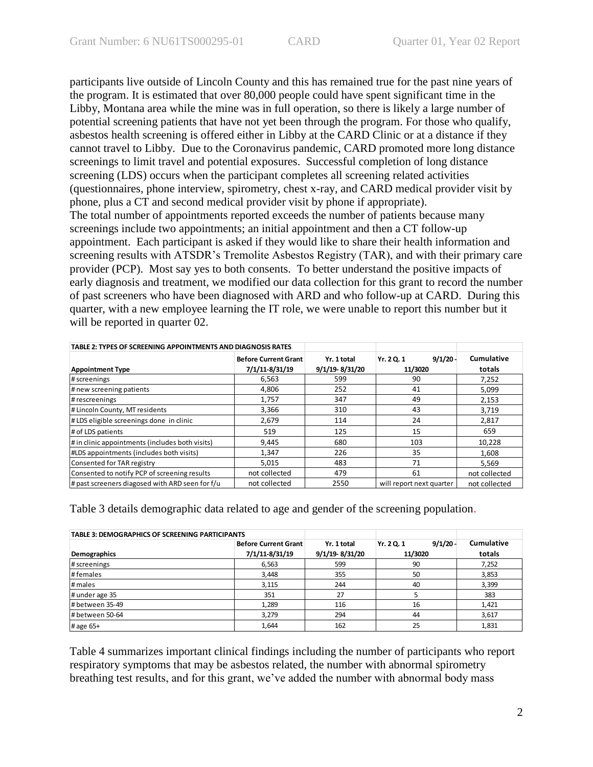participants live outside of Lincoln County and this has remained true for the past nine years of the program. It is estimated that over 80,000 people could have spent significant time in the Libby, Montana area while the mine was in full operation, so there is likely a large number of potential screening patients that have not yet been through the program. For those who qualify, asbestos health screening is offered either in Libby at the CARD Clinic or at a distance if they cannot travel to Libby. Due to the Coronavirus pandemic, CARD promoted more long distance screenings to limit travel and potential exposures. Successful completion of long distance screening (LDS) occurs when the participant completes all screening related activities (questionnaires, phone interview, spirometry, chest x-ray, and CARD medical provider visit by phone, plus a CT and second medical provider visit by phone if appropriate).
The total number of appointments reported exceeds the number of patients because many screenings include two appointments; an initial appointment and then a CT follow-up appointment. Each participant is asked if they would like to share their health information and screening results with ATSDR's Tremolite Asbestos Registry (TAR), and with their primary care provider (PCP). Most say yes to both consents. To better understand the positive impacts of early diagnosis and treatment, we modified our data collection for this grant to record the number of past screeners who have been diagnosed with ARD and who follow-up at CARD. During this quarter, with a new employee learning the IT role, we were unable to report this number but it will be reported in quarter 02.

**TABLE 2: TYPES OF SCREENING APPOINTMENTS AND DIAGNOSIS RATES**

| Appointment Type | Before Current Grant 7/1/11-8/31/19 | Yr. 1 total 9/1/19- 8/31/20 | Yr. 2 Q. 1 9/1/20 - 11/3020 | Cumulative totals |
|---|---|---|---|---|
| # screenings | 6,563 | 599 | 90 | 7,252 |
| # new screening patients | 4,806 | 252 | 41 | 5,099 |
| # rescreenings | 1,757 | 347 | 49 | 2,153 |
| # Lincoln County, MT residents | 3,366 | 310 | 43 | 3,719 |
| # LDS eligible screenings done in clinic | 2,679 | 114 | 24 | 2,817 |
| # of LDS patients | 519 | 125 | 15 | 659 |
| # in clinic appointments (includes both visits) | 9,445 | 680 | 103 | 10,228 |
| #LDS appointments (includes both visits) | 1,347 | 226 | 35 | 1,608 |
| Consented for TAR registry | 5,015 | 483 | 71 | 5,569 |
| Consented to notify PCP of screening results | not collected | 479 | 61 | not collected |
| # past screeners diagosed with ARD seen for f/u | not collected | 2550 | will report next quarter | not collected |

Table 3 details demographic data related to age and gender of the screening population.

**TABLE 3: DEMOGRAPHICS OF SCREENING PARTICIPANTS**

| Demographics | Before Current Grant 7/1/11-8/31/19 | Yr. 1 total 9/1/19- 8/31/20 | Yr. 2 Q. 1 9/1/20 - 11/3020 | Cumulative totals |
|---|---|---|---|---|
| # screenings | 6,563 | 599 | 90 | 7,252 |
| # females | 3,448 | 355 | 50 | 3,853 |
| # males | 3,115 | 244 | 40 | 3,399 |
| # under age 35 | 351 | 27 | 5 | 383 |
| # between 35-49 | 1,289 | 116 | 16 | 1,421 |
| # between 50-64 | 3,279 | 294 | 44 | 3,617 |
| # age 65+ | 1,644 | 162 | 25 | 1,831 |

Table 4 summarizes important clinical findings including the number of participants who report respiratory symptoms that may be asbestos related, the number with abnormal spirometry breathing test results, and for this grant, we've added the number with abnormal body mass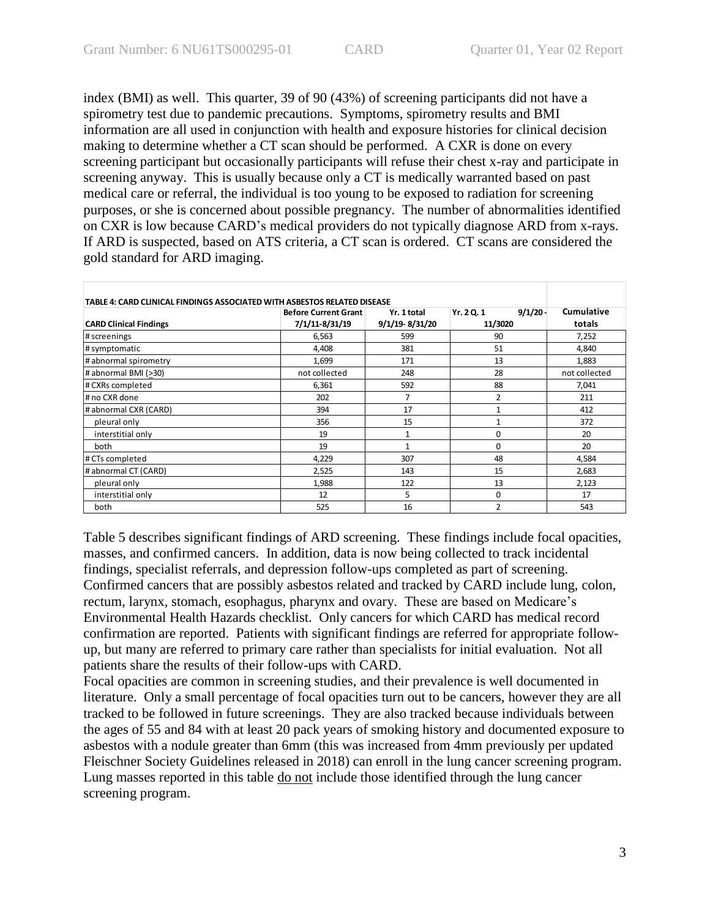index (BMI) as well. This quarter, 39 of 90 (43%) of screening participants did not have a spirometry test due to pandemic precautions. Symptoms, spirometry results and BMI information are all used in conjunction with health and exposure histories for clinical decision making to determine whether a CT scan should be performed. A CXR is done on every screening participant but occasionally participants will refuse their chest x-ray and participate in screening anyway. This is usually because only a CT is medically warranted based on past medical care or referral, the individual is too young to be exposed to radiation for screening purposes, or she is concerned about possible pregnancy. The number of abnormalities identified on CXR is low because CARD's medical providers do not typically diagnose ARD from x-rays. If ARD is suspected, based on ATS criteria, a CT scan is ordered. CT scans are considered the gold standard for ARD imaging.

**TABLE 4: CARD CLINICAL FINDINGS ASSOCIATED WITH ASBESTOS RELATED DISEASE**

| CARD Clinical Findings | Before Current Grant 7/1/11-8/31/19 | Yr. 1 total 9/1/19- 8/31/20 | Yr. 2 Q. 1 9/1/20 - 11/3020 | Cumulative totals |
|---|---|---|---|---|
| # screenings | 6,563 | 599 | 90 | 7,252 |
| # symptomatic | 4,408 | 381 | 51 | 4,840 |
| # abnormal spirometry | 1,699 | 171 | 13 | 1,883 |
| # abnormal BMI (>30) | not collected | 248 | 28 | not collected |
| # CXRs completed | 6,361 | 592 | 88 | 7,041 |
| # no CXR done | 202 | 7 | 2 | 211 |
| # abnormal CXR (CARD) | 394 | 17 | 1 | 412 |
| pleural only | 356 | 15 | 1 | 372 |
| interstitial only | 19 | 1 | 0 | 20 |
| both | 19 | 1 | 0 | 20 |
| # CTs completed | 4,229 | 307 | 48 | 4,584 |
| # abnormal CT (CARD) | 2,525 | 143 | 15 | 2,683 |
| pleural only | 1,988 | 122 | 13 | 2,123 |
| interstitial only | 12 | 5 | 0 | 17 |
| both | 525 | 16 | 2 | 543 |

Table 5 describes significant findings of ARD screening. These findings include focal opacities, masses, and confirmed cancers. In addition, data is now being collected to track incidental findings, specialist referrals, and depression follow-ups completed as part of screening. Confirmed cancers that are possibly asbestos related and tracked by CARD include lung, colon, rectum, larynx, stomach, esophagus, pharynx and ovary. These are based on Medicare's Environmental Health Hazards checklist. Only cancers for which CARD has medical record confirmation are reported. Patients with significant findings are referred for appropriate follow-up, but many are referred to primary care rather than specialists for initial evaluation. Not all patients share the results of their follow-ups with CARD.

Focal opacities are common in screening studies, and their prevalence is well documented in literature. Only a small percentage of focal opacities turn out to be cancers, however they are all tracked to be followed in future screenings. They are also tracked because individuals between the ages of 55 and 84 with at least 20 pack years of smoking history and documented exposure to asbestos with a nodule greater than 6mm (this was increased from 4mm previously per updated Fleischner Society Guidelines released in 2018) can enroll in the lung cancer screening program. Lung masses reported in this table do not include those identified through the lung cancer screening program.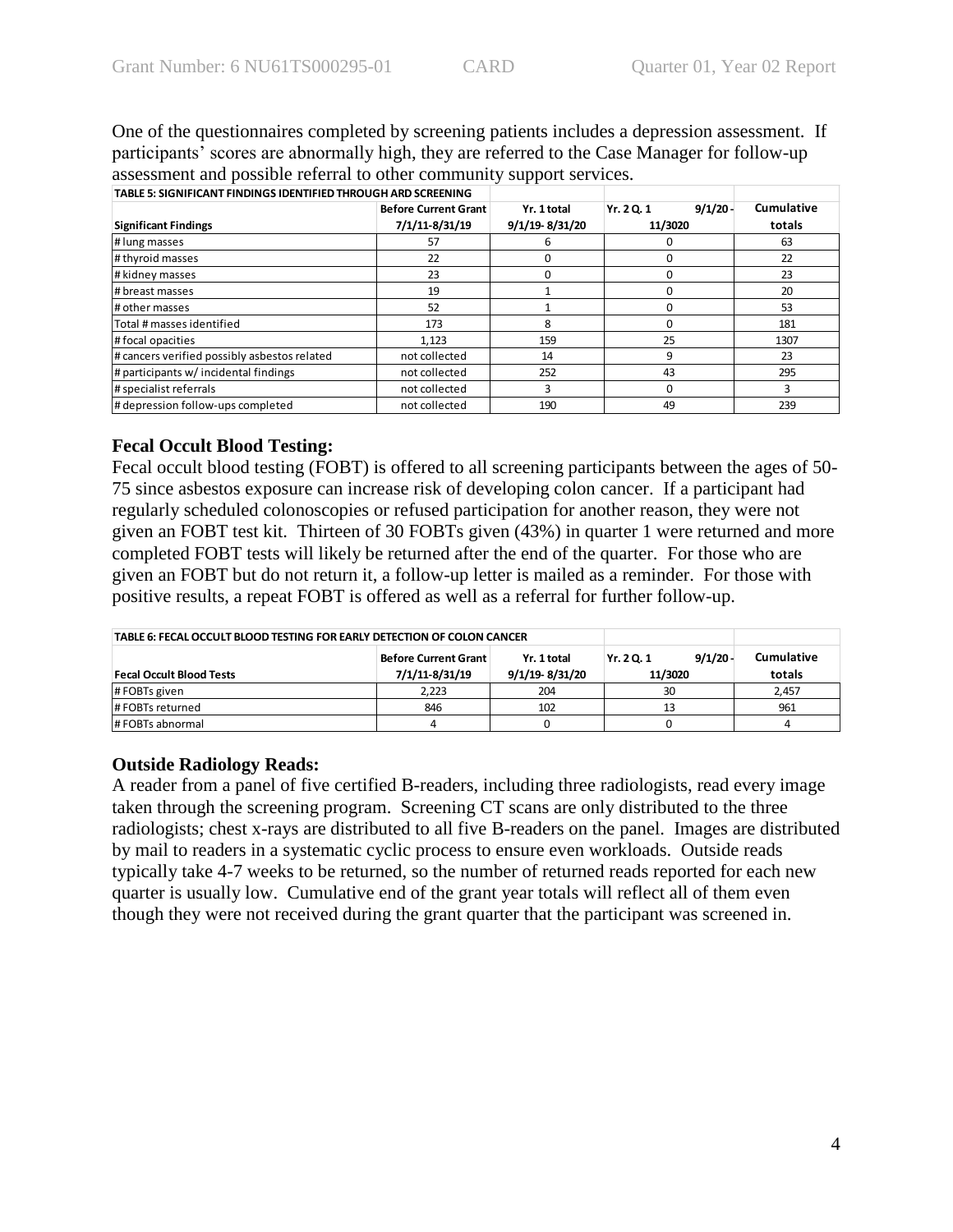One of the questionnaires completed by screening patients includes a depression assessment. If participants' scores are abnormally high, they are referred to the Case Manager for follow-up assessment and possible referral to other community support services.

| TABLE 5: SIGNIFICANT FINDINGS IDENTIFIED THROUGH ARD SCREENING | | | | |
|---|---|---|---|---|
| **Significant Findings** | **Before Current Grant 7/1/11-8/31/19** | **Yr. 1 total 9/1/19- 8/31/20** | **Yr. 2 Q. 1 9/1/20 - 11/3020** | **Cumulative totals** |
| # lung masses | 57 | 6 | 0 | 63 |
| # thyroid masses | 22 | 0 | 0 | 22 |
| # kidney masses | 23 | 0 | 0 | 23 |
| # breast masses | 19 | 1 | 0 | 20 |
| # other masses | 52 | 1 | 0 | 53 |
| Total # masses identified | 173 | 8 | 0 | 181 |
| # focal opacities | 1,123 | 159 | 25 | 1307 |
| # cancers verified possibly asbestos related | not collected | 14 | 9 | 23 |
| # participants w/ incidental findings | not collected | 252 | 43 | 295 |
| # specialist referrals | not collected | 3 | 0 | 3 |
| # depression follow-ups completed | not collected | 190 | 49 | 239 |

## Fecal Occult Blood Testing:

Fecal occult blood testing (FOBT) is offered to all screening participants between the ages of 50-75 since asbestos exposure can increase risk of developing colon cancer. If a participant had regularly scheduled colonoscopies or refused participation for another reason, they were not given an FOBT test kit. Thirteen of 30 FOBTs given (43%) in quarter 1 were returned and more completed FOBT tests will likely be returned after the end of the quarter. For those who are given an FOBT but do not return it, a follow-up letter is mailed as a reminder. For those with positive results, a repeat FOBT is offered as well as a referral for further follow-up.

| TABLE 6: FECAL OCCULT BLOOD TESTING FOR EARLY DETECTION OF COLON CANCER | | | | |
|---|---|---|---|---|
| **Fecal Occult Blood Tests** | **Before Current Grant 7/1/11-8/31/19** | **Yr. 1 total 9/1/19- 8/31/20** | **Yr. 2 Q. 1 9/1/20 - 11/3020** | **Cumulative totals** |
| # FOBTs given | 2,223 | 204 | 30 | 2,457 |
| # FOBTs returned | 846 | 102 | 13 | 961 |
| # FOBTs abnormal | 4 | 0 | 0 | 4 |

## Outside Radiology Reads:

A reader from a panel of five certified B-readers, including three radiologists, read every image taken through the screening program. Screening CT scans are only distributed to the three radiologists; chest x-rays are distributed to all five B-readers on the panel. Images are distributed by mail to readers in a systematic cyclic process to ensure even workloads. Outside reads typically take 4-7 weeks to be returned, so the number of returned reads reported for each new quarter is usually low. Cumulative end of the grant year totals will reflect all of them even though they were not received during the grant quarter that the participant was screened in.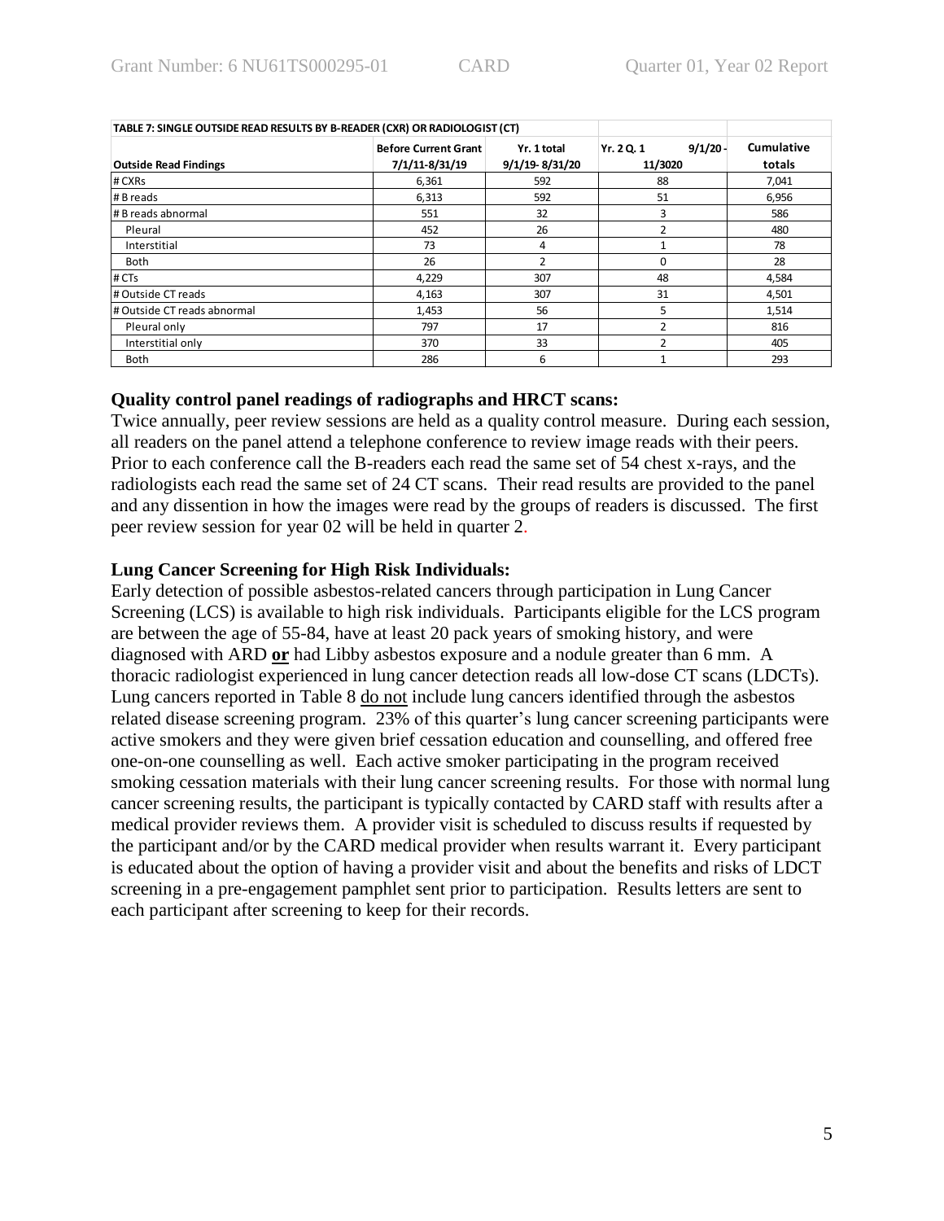**TABLE 7: SINGLE OUTSIDE READ RESULTS BY B-READER (CXR) OR RADIOLOGIST (CT)**

| Outside Read Findings | Before Current Grant 7/1/11-8/31/19 | Yr. 1 total 9/1/19- 8/31/20 | Yr. 2 Q. 1 9/1/20 - 11/3020 | Cumulative totals |
|---|---|---|---|---|
| # CXRs | 6,361 | 592 | 88 | 7,041 |
| # B reads | 6,313 | 592 | 51 | 6,956 |
| # B reads abnormal | 551 | 32 | 3 | 586 |
| Pleural | 452 | 26 | 2 | 480 |
| Interstitial | 73 | 4 | 1 | 78 |
| Both | 26 | 2 | 0 | 28 |
| # CTs | 4,229 | 307 | 48 | 4,584 |
| # Outside CT reads | 4,163 | 307 | 31 | 4,501 |
| # Outside CT reads abnormal | 1,453 | 56 | 5 | 1,514 |
| Pleural only | 797 | 17 | 2 | 816 |
| Interstitial only | 370 | 33 | 2 | 405 |
| Both | 286 | 6 | 1 | 293 |

### Quality control panel readings of radiographs and HRCT scans:

Twice annually, peer review sessions are held as a quality control measure. During each session, all readers on the panel attend a telephone conference to review image reads with their peers. Prior to each conference call the B-readers each read the same set of 54 chest x-rays, and the radiologists each read the same set of 24 CT scans. Their read results are provided to the panel and any dissention in how the images were read by the groups of readers is discussed. The first peer review session for year 02 will be held in quarter 2.

### Lung Cancer Screening for High Risk Individuals:

Early detection of possible asbestos-related cancers through participation in Lung Cancer Screening (LCS) is available to high risk individuals. Participants eligible for the LCS program are between the age of 55-84, have at least 20 pack years of smoking history, and were diagnosed with ARD **or** had Libby asbestos exposure and a nodule greater than 6 mm. A thoracic radiologist experienced in lung cancer detection reads all low-dose CT scans (LDCTs). Lung cancers reported in Table 8 do not include lung cancers identified through the asbestos related disease screening program. 23% of this quarter's lung cancer screening participants were active smokers and they were given brief cessation education and counselling, and offered free one-on-one counselling as well. Each active smoker participating in the program received smoking cessation materials with their lung cancer screening results. For those with normal lung cancer screening results, the participant is typically contacted by CARD staff with results after a medical provider reviews them. A provider visit is scheduled to discuss results if requested by the participant and/or by the CARD medical provider when results warrant it. Every participant is educated about the option of having a provider visit and about the benefits and risks of LDCT screening in a pre-engagement pamphlet sent prior to participation. Results letters are sent to each participant after screening to keep for their records.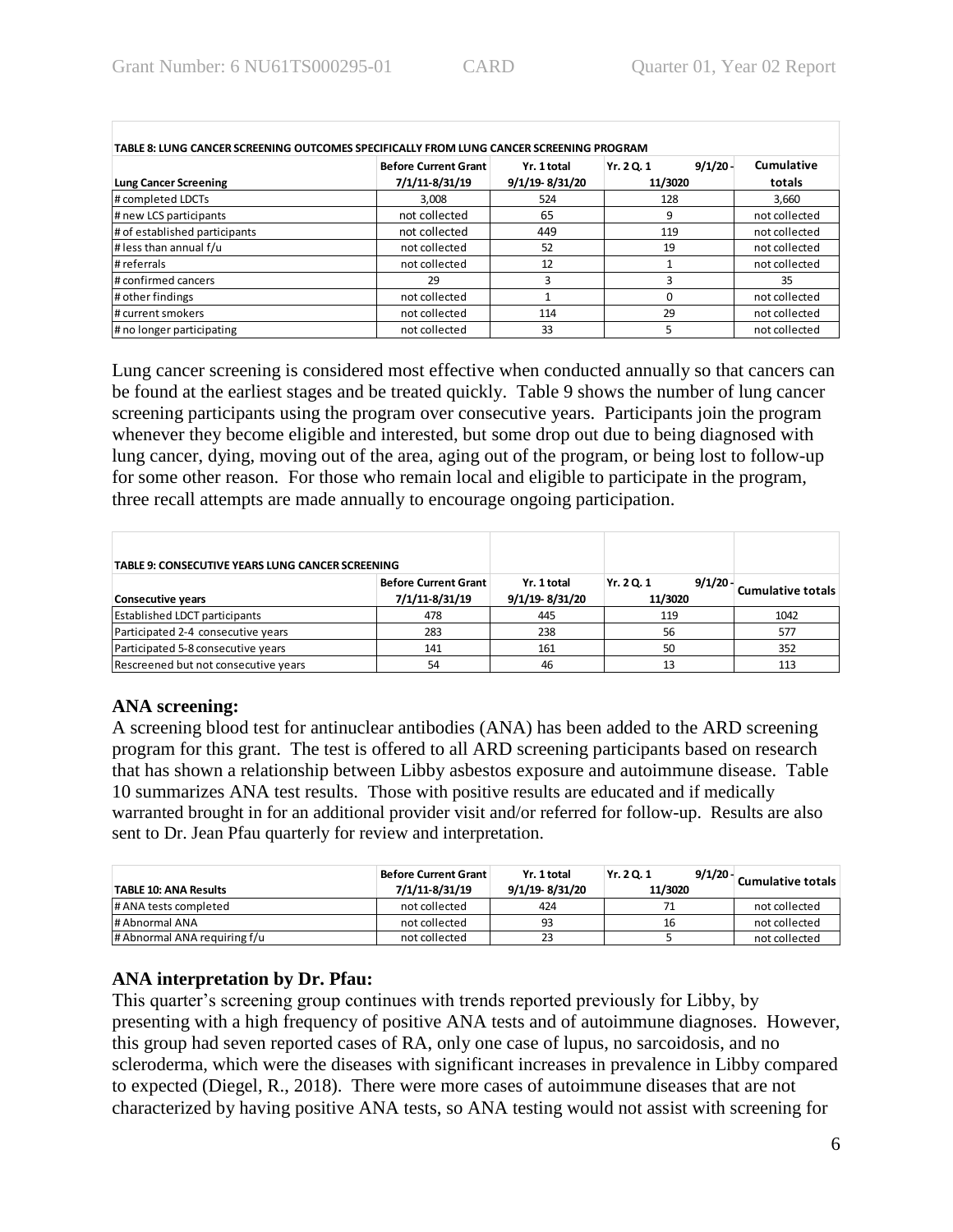| TABLE 8: LUNG CANCER SCREENING OUTCOMES SPECIFICALLY FROM LUNG CANCER SCREENING PROGRAM | | | | |
|---|---|---|---|---|
| **Lung Cancer Screening** | **Before Current Grant 7/1/11-8/31/19** | **Yr. 1 total 9/1/19- 8/31/20** | **Yr. 2 Q. 1 9/1/20 - 11/3020** | **Cumulative totals** |
| # completed LDCTs | 3,008 | 524 | 128 | 3,660 |
| # new LCS participants | not collected | 65 | 9 | not collected |
| # of established participants | not collected | 449 | 119 | not collected |
| # less than annual f/u | not collected | 52 | 19 | not collected |
| # referrals | not collected | 12 | 1 | not collected |
| # confirmed cancers | 29 | 3 | 3 | 35 |
| # other findings | not collected | 1 | 0 | not collected |
| # current smokers | not collected | 114 | 29 | not collected |
| # no longer participating | not collected | 33 | 5 | not collected |

Lung cancer screening is considered most effective when conducted annually so that cancers can be found at the earliest stages and be treated quickly. Table 9 shows the number of lung cancer screening participants using the program over consecutive years. Participants join the program whenever they become eligible and interested, but some drop out due to being diagnosed with lung cancer, dying, moving out of the area, aging out of the program, or being lost to follow-up for some other reason. For those who remain local and eligible to participate in the program, three recall attempts are made annually to encourage ongoing participation.

| TABLE 9: CONSECUTIVE YEARS LUNG CANCER SCREENING | | | | |
|---|---|---|---|---|
| **Consecutive years** | **Before Current Grant 7/1/11-8/31/19** | **Yr. 1 total 9/1/19- 8/31/20** | **Yr. 2 Q. 1 9/1/20 - 11/3020** | **Cumulative totals** |
| Established LDCT participants | 478 | 445 | 119 | 1042 |
| Participated 2-4 consecutive years | 283 | 238 | 56 | 577 |
| Participated 5-8 consecutive years | 141 | 161 | 50 | 352 |
| Rescreened but not consecutive years | 54 | 46 | 13 | 113 |

### ANA screening:

A screening blood test for antinuclear antibodies (ANA) has been added to the ARD screening program for this grant. The test is offered to all ARD screening participants based on research that has shown a relationship between Libby asbestos exposure and autoimmune disease. Table 10 summarizes ANA test results. Those with positive results are educated and if medically warranted brought in for an additional provider visit and/or referred for follow-up. Results are also sent to Dr. Jean Pfau quarterly for review and interpretation.

| TABLE 10: ANA Results | Before Current Grant 7/1/11-8/31/19 | Yr. 1 total 9/1/19- 8/31/20 | Yr. 2 Q. 1 9/1/20 - 11/3020 | Cumulative totals |
|---|---|---|---|---|
| # ANA tests completed | not collected | 424 | 71 | not collected |
| # Abnormal ANA | not collected | 93 | 16 | not collected |
| # Abnormal ANA requiring f/u | not collected | 23 | 5 | not collected |

### ANA interpretation by Dr. Pfau:

This quarter's screening group continues with trends reported previously for Libby, by presenting with a high frequency of positive ANA tests and of autoimmune diagnoses. However, this group had seven reported cases of RA, only one case of lupus, no sarcoidosis, and no scleroderma, which were the diseases with significant increases in prevalence in Libby compared to expected (Diegel, R., 2018). There were more cases of autoimmune diseases that are not characterized by having positive ANA tests, so ANA testing would not assist with screening for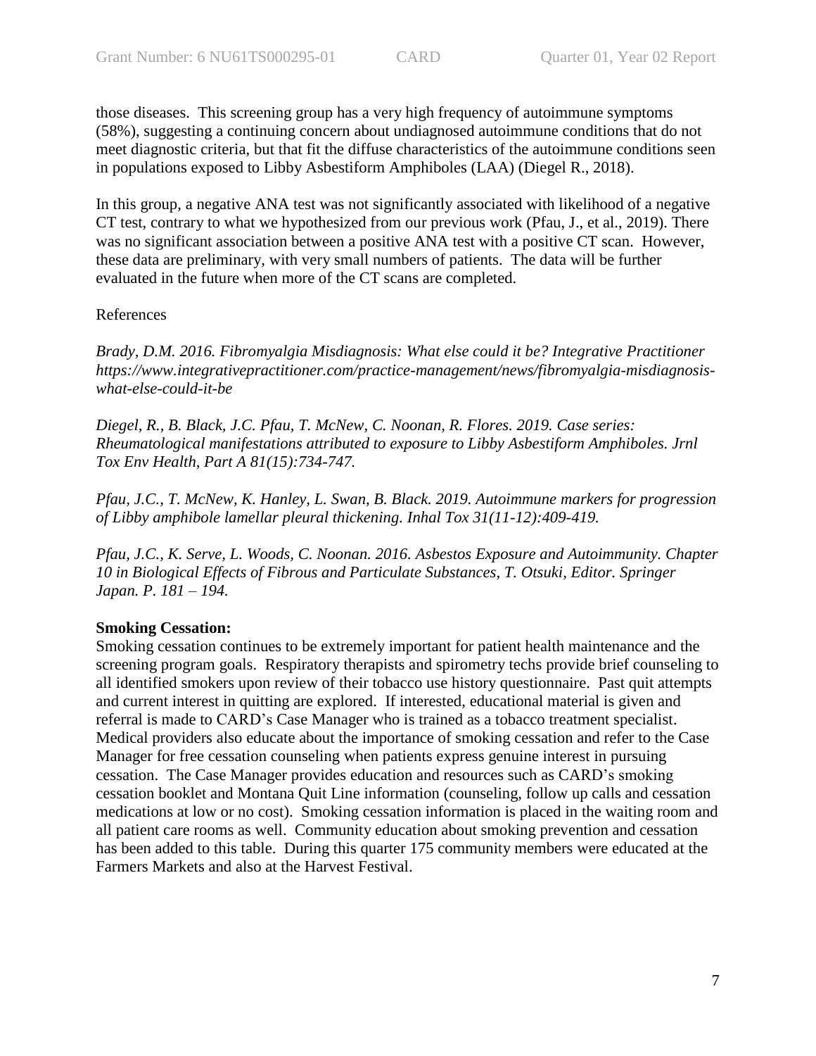those diseases. This screening group has a very high frequency of autoimmune symptoms (58%), suggesting a continuing concern about undiagnosed autoimmune conditions that do not meet diagnostic criteria, but that fit the diffuse characteristics of the autoimmune conditions seen in populations exposed to Libby Asbestiform Amphiboles (LAA) (Diegel R., 2018).

In this group, a negative ANA test was not significantly associated with likelihood of a negative CT test, contrary to what we hypothesized from our previous work (Pfau, J., et al., 2019). There was no significant association between a positive ANA test with a positive CT scan. However, these data are preliminary, with very small numbers of patients. The data will be further evaluated in the future when more of the CT scans are completed.

References

*Brady, D.M. 2016. Fibromyalgia Misdiagnosis: What else could it be? Integrative Practitioner https://www.integrativepractitioner.com/practice-management/news/fibromyalgia-misdiagnosis-what-else-could-it-be*

*Diegel, R., B. Black, J.C. Pfau, T. McNew, C. Noonan, R. Flores. 2019. Case series: Rheumatological manifestations attributed to exposure to Libby Asbestiform Amphiboles. Jrnl Tox Env Health, Part A 81(15):734-747.*

*Pfau, J.C., T. McNew, K. Hanley, L. Swan, B. Black. 2019. Autoimmune markers for progression of Libby amphibole lamellar pleural thickening. Inhal Tox 31(11-12):409-419.*

*Pfau, J.C., K. Serve, L. Woods, C. Noonan. 2016. Asbestos Exposure and Autoimmunity. Chapter 10 in Biological Effects of Fibrous and Particulate Substances, T. Otsuki, Editor. Springer Japan. P. 181 – 194.*

**Smoking Cessation:**

Smoking cessation continues to be extremely important for patient health maintenance and the screening program goals. Respiratory therapists and spirometry techs provide brief counseling to all identified smokers upon review of their tobacco use history questionnaire. Past quit attempts and current interest in quitting are explored. If interested, educational material is given and referral is made to CARD's Case Manager who is trained as a tobacco treatment specialist. Medical providers also educate about the importance of smoking cessation and refer to the Case Manager for free cessation counseling when patients express genuine interest in pursuing cessation. The Case Manager provides education and resources such as CARD's smoking cessation booklet and Montana Quit Line information (counseling, follow up calls and cessation medications at low or no cost). Smoking cessation information is placed in the waiting room and all patient care rooms as well. Community education about smoking prevention and cessation has been added to this table. During this quarter 175 community members were educated at the Farmers Markets and also at the Harvest Festival.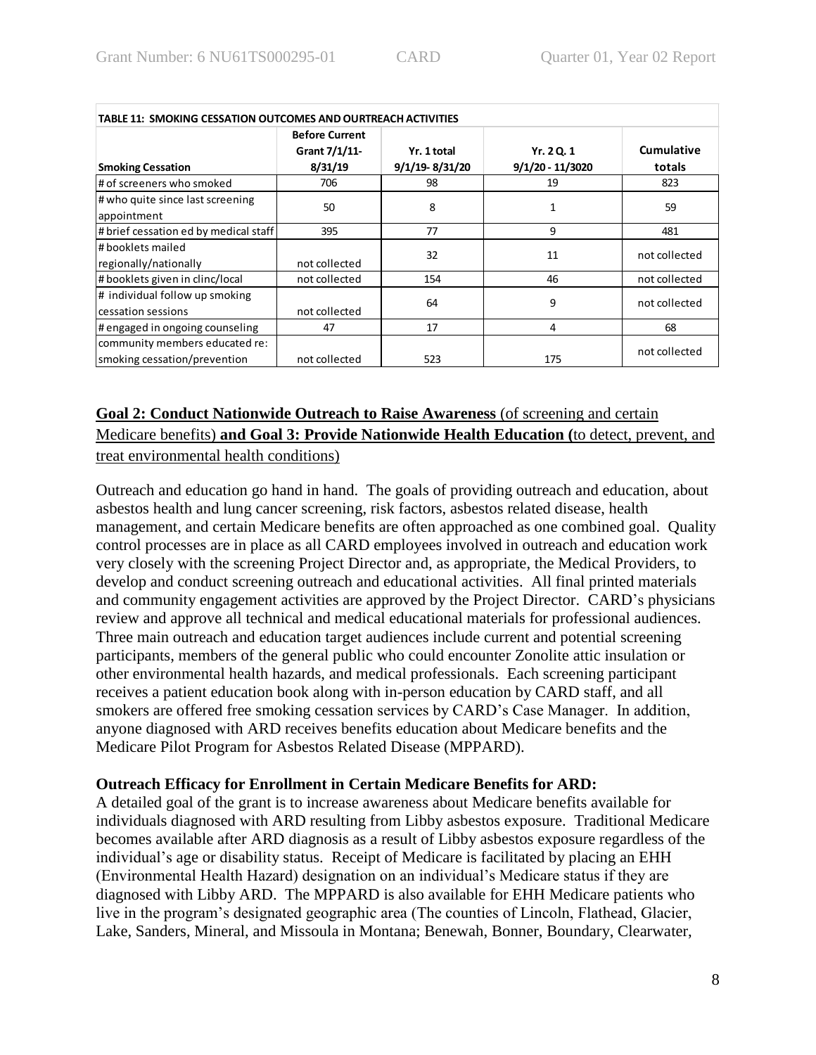**TABLE 11: SMOKING CESSATION OUTCOMES AND OURTREACH ACTIVITIES**

| Smoking Cessation | Before Current Grant 7/1/11-8/31/19 | Yr. 1 total 9/1/19- 8/31/20 | Yr. 2 Q. 1 9/1/20 - 11/3020 | Cumulative totals |
|---|---|---|---|---|
| # of screeners who smoked | 706 | 98 | 19 | 823 |
| # who quite since last screening appointment | 50 | 8 | 1 | 59 |
| # brief cessation ed by medical staff | 395 | 77 | 9 | 481 |
| # booklets mailed regionally/nationally | not collected | 32 | 11 | not collected |
| # booklets given in clinc/local | not collected | 154 | 46 | not collected |
| # individual follow up smoking cessation sessions | not collected | 64 | 9 | not collected |
| # engaged in ongoing counseling | 47 | 17 | 4 | 68 |
| community members educated re: smoking cessation/prevention | not collected | 523 | 175 | not collected |

<u>**Goal 2: Conduct Nationwide Outreach to Raise Awareness** (of screening and certain Medicare benefits) **and Goal 3: Provide Nationwide Health Education (**to detect, prevent, and treat environmental health conditions)</u>

Outreach and education go hand in hand. The goals of providing outreach and education, about asbestos health and lung cancer screening, risk factors, asbestos related disease, health management, and certain Medicare benefits are often approached as one combined goal. Quality control processes are in place as all CARD employees involved in outreach and education work very closely with the screening Project Director and, as appropriate, the Medical Providers, to develop and conduct screening outreach and educational activities. All final printed materials and community engagement activities are approved by the Project Director. CARD's physicians review and approve all technical and medical educational materials for professional audiences. Three main outreach and education target audiences include current and potential screening participants, members of the general public who could encounter Zonolite attic insulation or other environmental health hazards, and medical professionals. Each screening participant receives a patient education book along with in-person education by CARD staff, and all smokers are offered free smoking cessation services by CARD's Case Manager. In addition, anyone diagnosed with ARD receives benefits education about Medicare benefits and the Medicare Pilot Program for Asbestos Related Disease (MPPARD).

**Outreach Efficacy for Enrollment in Certain Medicare Benefits for ARD:**
A detailed goal of the grant is to increase awareness about Medicare benefits available for individuals diagnosed with ARD resulting from Libby asbestos exposure. Traditional Medicare becomes available after ARD diagnosis as a result of Libby asbestos exposure regardless of the individual's age or disability status. Receipt of Medicare is facilitated by placing an EHH (Environmental Health Hazard) designation on an individual's Medicare status if they are diagnosed with Libby ARD. The MPPARD is also available for EHH Medicare patients who live in the program's designated geographic area (The counties of Lincoln, Flathead, Glacier, Lake, Sanders, Mineral, and Missoula in Montana; Benewah, Bonner, Boundary, Clearwater,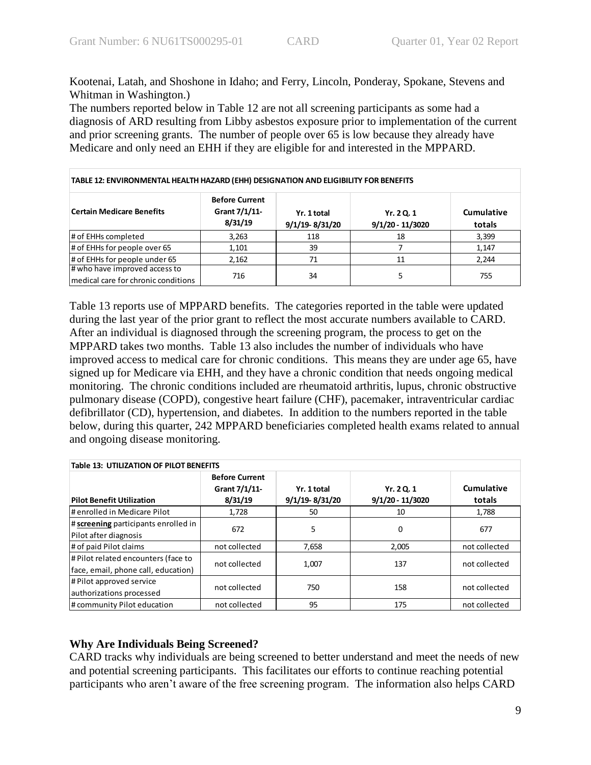Kootenai, Latah, and Shoshone in Idaho; and Ferry, Lincoln, Ponderay, Spokane, Stevens and Whitman in Washington.)

The numbers reported below in Table 12 are not all screening participants as some had a diagnosis of ARD resulting from Libby asbestos exposure prior to implementation of the current and prior screening grants. The number of people over 65 is low because they already have Medicare and only need an EHH if they are eligible for and interested in the MPPARD.

**TABLE 12: ENVIRONMENTAL HEALTH HAZARD (EHH) DESIGNATION AND ELIGIBILITY FOR BENEFITS**

| Certain Medicare Benefits | Before Current Grant 7/1/11-8/31/19 | Yr. 1 total 9/1/19- 8/31/20 | Yr. 2 Q. 1 9/1/20 - 11/3020 | Cumulative totals |
|---|---|---|---|---|
| # of EHHs completed | 3,263 | 118 | 18 | 3,399 |
| # of EHHs for people over 65 | 1,101 | 39 | 7 | 1,147 |
| # of EHHs for people under 65 | 2,162 | 71 | 11 | 2,244 |
| # who have improved access to medical care for chronic conditions | 716 | 34 | 5 | 755 |

Table 13 reports use of MPPARD benefits. The categories reported in the table were updated during the last year of the prior grant to reflect the most accurate numbers available to CARD. After an individual is diagnosed through the screening program, the process to get on the MPPARD takes two months. Table 13 also includes the number of individuals who have improved access to medical care for chronic conditions. This means they are under age 65, have signed up for Medicare via EHH, and they have a chronic condition that needs ongoing medical monitoring. The chronic conditions included are rheumatoid arthritis, lupus, chronic obstructive pulmonary disease (COPD), congestive heart failure (CHF), pacemaker, intraventricular cardiac defibrillator (CD), hypertension, and diabetes. In addition to the numbers reported in the table below, during this quarter, 242 MPPARD beneficiaries completed health exams related to annual and ongoing disease monitoring.

**Table 13: UTILIZATION OF PILOT BENEFITS**

| Pilot Benefit Utilization | Before Current Grant 7/1/11-8/31/19 | Yr. 1 total 9/1/19- 8/31/20 | Yr. 2 Q. 1 9/1/20 - 11/3020 | Cumulative totals |
|---|---|---|---|---|
| # enrolled in Medicare Pilot | 1,728 | 50 | 10 | 1,788 |
| # **screening** participants enrolled in Pilot after diagnosis | 672 | 5 | 0 | 677 |
| # of paid Pilot claims | not collected | 7,658 | 2,005 | not collected |
| # Pilot related encounters (face to face, email, phone call, education) | not collected | 1,007 | 137 | not collected |
| # Pilot approved service authorizations processed | not collected | 750 | 158 | not collected |
| # community Pilot education | not collected | 95 | 175 | not collected |

## Why Are Individuals Being Screened?

CARD tracks why individuals are being screened to better understand and meet the needs of new and potential screening participants. This facilitates our efforts to continue reaching potential participants who aren't aware of the free screening program. The information also helps CARD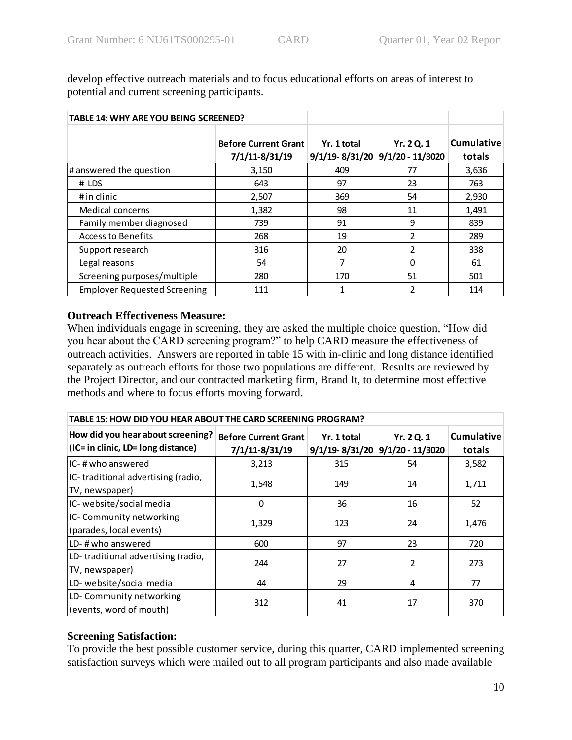develop effective outreach materials and to focus educational efforts on areas of interest to potential and current screening participants.

| TABLE 14: WHY ARE YOU BEING SCREENED? | | | | |
|---|---|---|---|---|
| | Before Current Grant 7/1/11-8/31/19 | Yr. 1 total 9/1/19- 8/31/20 | Yr. 2 Q. 1 9/1/20 - 11/3020 | Cumulative totals |
| # answered the question | 3,150 | 409 | 77 | 3,636 |
| # LDS | 643 | 97 | 23 | 763 |
| # in clinic | 2,507 | 369 | 54 | 2,930 |
| Medical concerns | 1,382 | 98 | 11 | 1,491 |
| Family member diagnosed | 739 | 91 | 9 | 839 |
| Access to Benefits | 268 | 19 | 2 | 289 |
| Support research | 316 | 20 | 2 | 338 |
| Legal reasons | 54 | 7 | 0 | 61 |
| Screening purposes/multiple | 280 | 170 | 51 | 501 |
| Employer Requested Screening | 111 | 1 | 2 | 114 |

**Outreach Effectiveness Measure:**
When individuals engage in screening, they are asked the multiple choice question, "How did you hear about the CARD screening program?" to help CARD measure the effectiveness of outreach activities. Answers are reported in table 15 with in-clinic and long distance identified separately as outreach efforts for those two populations are different. Results are reviewed by the Project Director, and our contracted marketing firm, Brand It, to determine most effective methods and where to focus efforts moving forward.

| TABLE 15: HOW DID YOU HEAR ABOUT THE CARD SCREENING PROGRAM? | | | | |
|---|---|---|---|---|
| How did you hear about screening? (IC= in clinic, LD= long distance) | Before Current Grant 7/1/11-8/31/19 | Yr. 1 total 9/1/19- 8/31/20 | Yr. 2 Q. 1 9/1/20 - 11/3020 | Cumulative totals |
| IC- # who answered | 3,213 | 315 | 54 | 3,582 |
| IC- traditional advertising (radio, TV, newspaper) | 1,548 | 149 | 14 | 1,711 |
| IC- website/social media | 0 | 36 | 16 | 52 |
| IC- Community networking (parades, local events) | 1,329 | 123 | 24 | 1,476 |
| LD- # who answered | 600 | 97 | 23 | 720 |
| LD- traditional advertising (radio, TV, newspaper) | 244 | 27 | 2 | 273 |
| LD- website/social media | 44 | 29 | 4 | 77 |
| LD- Community networking (events, word of mouth) | 312 | 41 | 17 | 370 |

**Screening Satisfaction:**
To provide the best possible customer service, during this quarter, CARD implemented screening satisfaction surveys which were mailed out to all program participants and also made available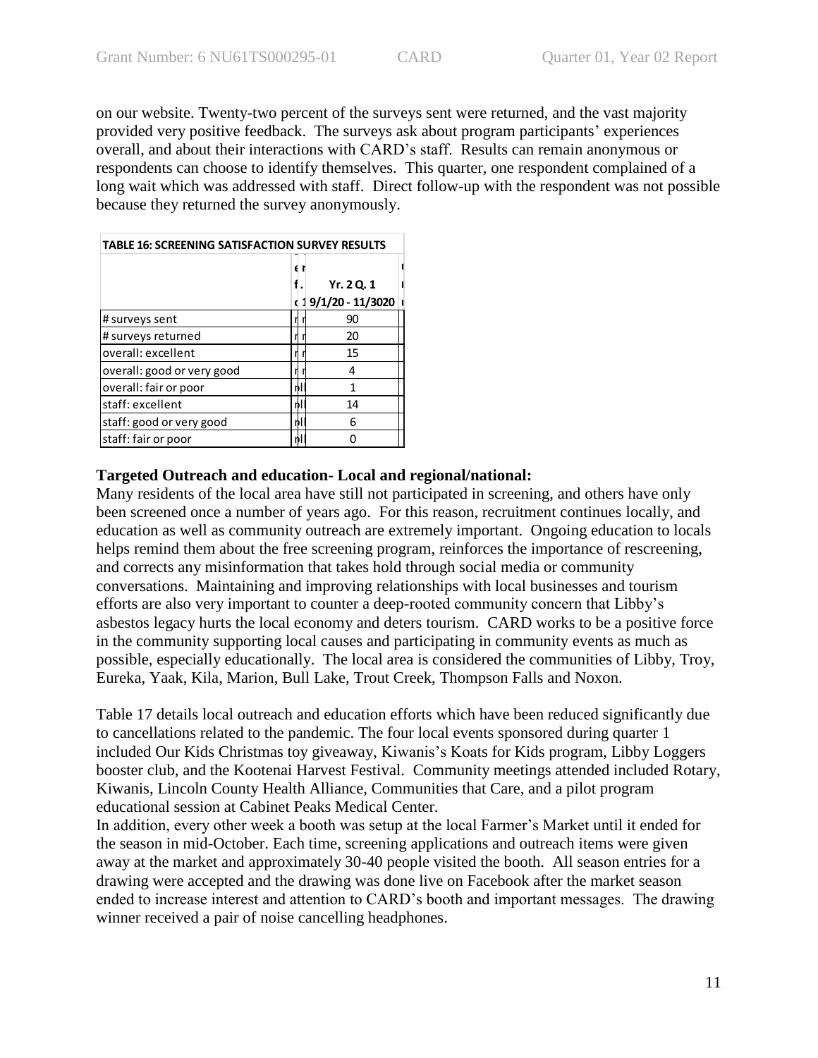on our website. Twenty-two percent of the surveys sent were returned, and the vast majority provided very positive feedback. The surveys ask about program participants' experiences overall, and about their interactions with CARD's staff. Results can remain anonymous or respondents can choose to identify themselves. This quarter, one respondent complained of a long wait which was addressed with staff. Direct follow-up with the respondent was not possible because they returned the survey anonymously.

| TABLE 16: SCREENING SATISFACTION SURVEY RESULTS | Yr. 2 Q. 1 9/1/20 - 11/3020 |
|---|---|
| # surveys sent | 90 |
| # surveys returned | 20 |
| overall: excellent | 15 |
| overall: good or very good | 4 |
| overall: fair or poor | 1 |
| staff: excellent | 14 |
| staff: good or very good | 6 |
| staff: fair or poor | 0 |

**Targeted Outreach and education- Local and regional/national:**

Many residents of the local area have still not participated in screening, and others have only been screened once a number of years ago. For this reason, recruitment continues locally, and education as well as community outreach are extremely important. Ongoing education to locals helps remind them about the free screening program, reinforces the importance of rescreening, and corrects any misinformation that takes hold through social media or community conversations. Maintaining and improving relationships with local businesses and tourism efforts are also very important to counter a deep-rooted community concern that Libby's asbestos legacy hurts the local economy and deters tourism. CARD works to be a positive force in the community supporting local causes and participating in community events as much as possible, especially educationally. The local area is considered the communities of Libby, Troy, Eureka, Yaak, Kila, Marion, Bull Lake, Trout Creek, Thompson Falls and Noxon.

Table 17 details local outreach and education efforts which have been reduced significantly due to cancellations related to the pandemic. The four local events sponsored during quarter 1 included Our Kids Christmas toy giveaway, Kiwanis's Koats for Kids program, Libby Loggers booster club, and the Kootenai Harvest Festival. Community meetings attended included Rotary, Kiwanis, Lincoln County Health Alliance, Communities that Care, and a pilot program educational session at Cabinet Peaks Medical Center.

In addition, every other week a booth was setup at the local Farmer's Market until it ended for the season in mid-October. Each time, screening applications and outreach items were given away at the market and approximately 30-40 people visited the booth. All season entries for a drawing were accepted and the drawing was done live on Facebook after the market season ended to increase interest and attention to CARD's booth and important messages. The drawing winner received a pair of noise cancelling headphones.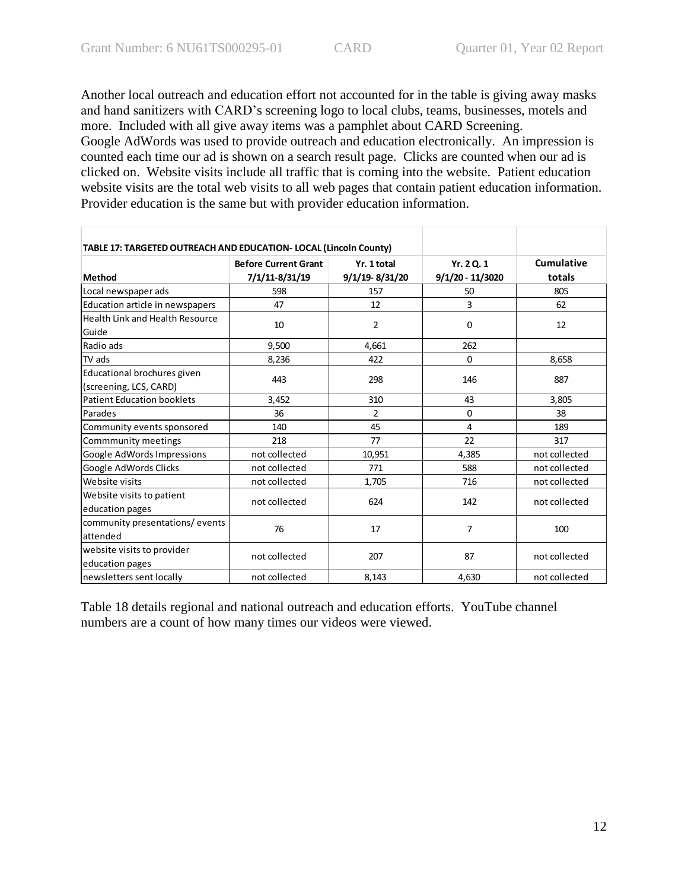Another local outreach and education effort not accounted for in the table is giving away masks and hand sanitizers with CARD's screening logo to local clubs, teams, businesses, motels and more. Included with all give away items was a pamphlet about CARD Screening.
Google AdWords was used to provide outreach and education electronically. An impression is counted each time our ad is shown on a search result page. Clicks are counted when our ad is clicked on. Website visits include all traffic that is coming into the website. Patient education website visits are the total web visits to all web pages that contain patient education information. Provider education is the same but with provider education information.

**TABLE 17: TARGETED OUTREACH AND EDUCATION- LOCAL (Lincoln County)**

| Method | Before Current Grant 7/1/11-8/31/19 | Yr. 1 total 9/1/19- 8/31/20 | Yr. 2 Q. 1 9/1/20 - 11/3020 | Cumulative totals |
|---|---|---|---|---|
| Local newspaper ads | 598 | 157 | 50 | 805 |
| Education article in newspapers | 47 | 12 | 3 | 62 |
| Health Link and Health Resource Guide | 10 | 2 | 0 | 12 |
| Radio ads | 9,500 | 4,661 | 262 | |
| TV ads | 8,236 | 422 | 0 | 8,658 |
| Educational brochures given (screening, LCS, CARD) | 443 | 298 | 146 | 887 |
| Patient Education booklets | 3,452 | 310 | 43 | 3,805 |
| Parades | 36 | 2 | 0 | 38 |
| Community events sponsored | 140 | 45 | 4 | 189 |
| Commmunity meetings | 218 | 77 | 22 | 317 |
| Google AdWords Impressions | not collected | 10,951 | 4,385 | not collected |
| Google AdWords Clicks | not collected | 771 | 588 | not collected |
| Website visits | not collected | 1,705 | 716 | not collected |
| Website visits to patient education pages | not collected | 624 | 142 | not collected |
| community presentations/ events attended | 76 | 17 | 7 | 100 |
| website visits to provider education pages | not collected | 207 | 87 | not collected |
| newsletters sent locally | not collected | 8,143 | 4,630 | not collected |

Table 18 details regional and national outreach and education efforts. YouTube channel numbers are a count of how many times our videos were viewed.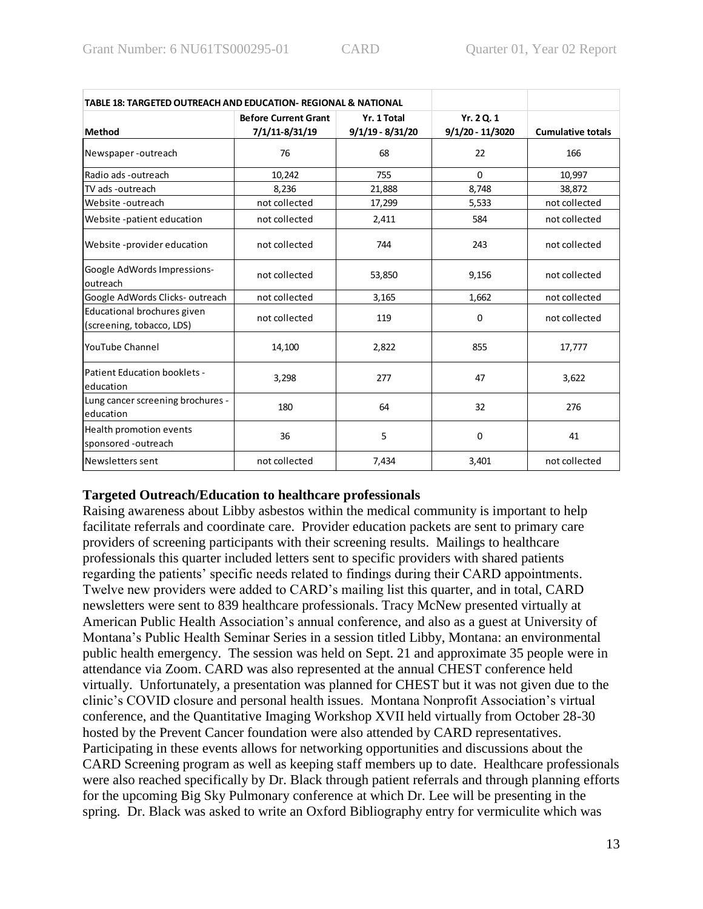| TABLE 18: TARGETED OUTREACH AND EDUCATION- REGIONAL & NATIONAL | | | | |
|---|---|---|---|---|
| **Method** | **Before Current Grant 7/1/11-8/31/19** | **Yr. 1 Total 9/1/19 - 8/31/20** | **Yr. 2 Q. 1 9/1/20 - 11/3020** | **Cumulative totals** |
| Newspaper -outreach | 76 | 68 | 22 | 166 |
| Radio ads -outreach | 10,242 | 755 | 0 | 10,997 |
| TV ads -outreach | 8,236 | 21,888 | 8,748 | 38,872 |
| Website -outreach | not collected | 17,299 | 5,533 | not collected |
| Website -patient education | not collected | 2,411 | 584 | not collected |
| Website -provider education | not collected | 744 | 243 | not collected |
| Google AdWords Impressions- outreach | not collected | 53,850 | 9,156 | not collected |
| Google AdWords Clicks- outreach | not collected | 3,165 | 1,662 | not collected |
| Educational brochures given (screening, tobacco, LDS) | not collected | 119 | 0 | not collected |
| YouTube Channel | 14,100 | 2,822 | 855 | 17,777 |
| Patient Education booklets - education | 3,298 | 277 | 47 | 3,622 |
| Lung cancer screening brochures - education | 180 | 64 | 32 | 276 |
| Health promotion events sponsored -outreach | 36 | 5 | 0 | 41 |
| Newsletters sent | not collected | 7,434 | 3,401 | not collected |

**Targeted Outreach/Education to healthcare professionals**

Raising awareness about Libby asbestos within the medical community is important to help facilitate referrals and coordinate care. Provider education packets are sent to primary care providers of screening participants with their screening results. Mailings to healthcare professionals this quarter included letters sent to specific providers with shared patients regarding the patients' specific needs related to findings during their CARD appointments. Twelve new providers were added to CARD's mailing list this quarter, and in total, CARD newsletters were sent to 839 healthcare professionals. Tracy McNew presented virtually at American Public Health Association's annual conference, and also as a guest at University of Montana's Public Health Seminar Series in a session titled Libby, Montana: an environmental public health emergency. The session was held on Sept. 21 and approximate 35 people were in attendance via Zoom. CARD was also represented at the annual CHEST conference held virtually. Unfortunately, a presentation was planned for CHEST but it was not given due to the clinic's COVID closure and personal health issues. Montana Nonprofit Association's virtual conference, and the Quantitative Imaging Workshop XVII held virtually from October 28-30 hosted by the Prevent Cancer foundation were also attended by CARD representatives. Participating in these events allows for networking opportunities and discussions about the CARD Screening program as well as keeping staff members up to date. Healthcare professionals were also reached specifically by Dr. Black through patient referrals and through planning efforts for the upcoming Big Sky Pulmonary conference at which Dr. Lee will be presenting in the spring. Dr. Black was asked to write an Oxford Bibliography entry for vermiculite which was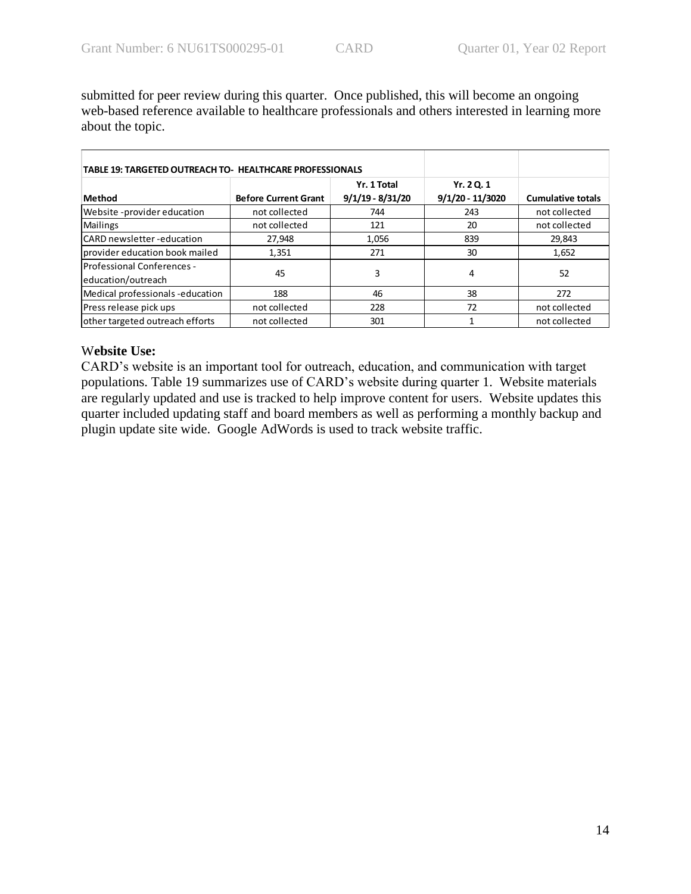submitted for peer review during this quarter. Once published, this will become an ongoing web-based reference available to healthcare professionals and others interested in learning more about the topic.

| TABLE 19: TARGETED OUTREACH TO- HEALTHCARE PROFESSIONALS | | | | |
|---|---|---|---|---|
| Method | Before Current Grant | Yr. 1 Total 9/1/19 - 8/31/20 | Yr. 2 Q. 1 9/1/20 - 11/3020 | Cumulative totals |
| Website -provider education | not collected | 744 | 243 | not collected |
| Mailings | not collected | 121 | 20 | not collected |
| CARD newsletter -education | 27,948 | 1,056 | 839 | 29,843 |
| provider education book mailed | 1,351 | 271 | 30 | 1,652 |
| Professional Conferences - education/outreach | 45 | 3 | 4 | 52 |
| Medical professionals -education | 188 | 46 | 38 | 272 |
| Press release pick ups | not collected | 228 | 72 | not collected |
| other targeted outreach efforts | not collected | 301 | 1 | not collected |

**Website Use:**

CARD's website is an important tool for outreach, education, and communication with target populations. Table 19 summarizes use of CARD's website during quarter 1. Website materials are regularly updated and use is tracked to help improve content for users. Website updates this quarter included updating staff and board members as well as performing a monthly backup and plugin update site wide. Google AdWords is used to track website traffic.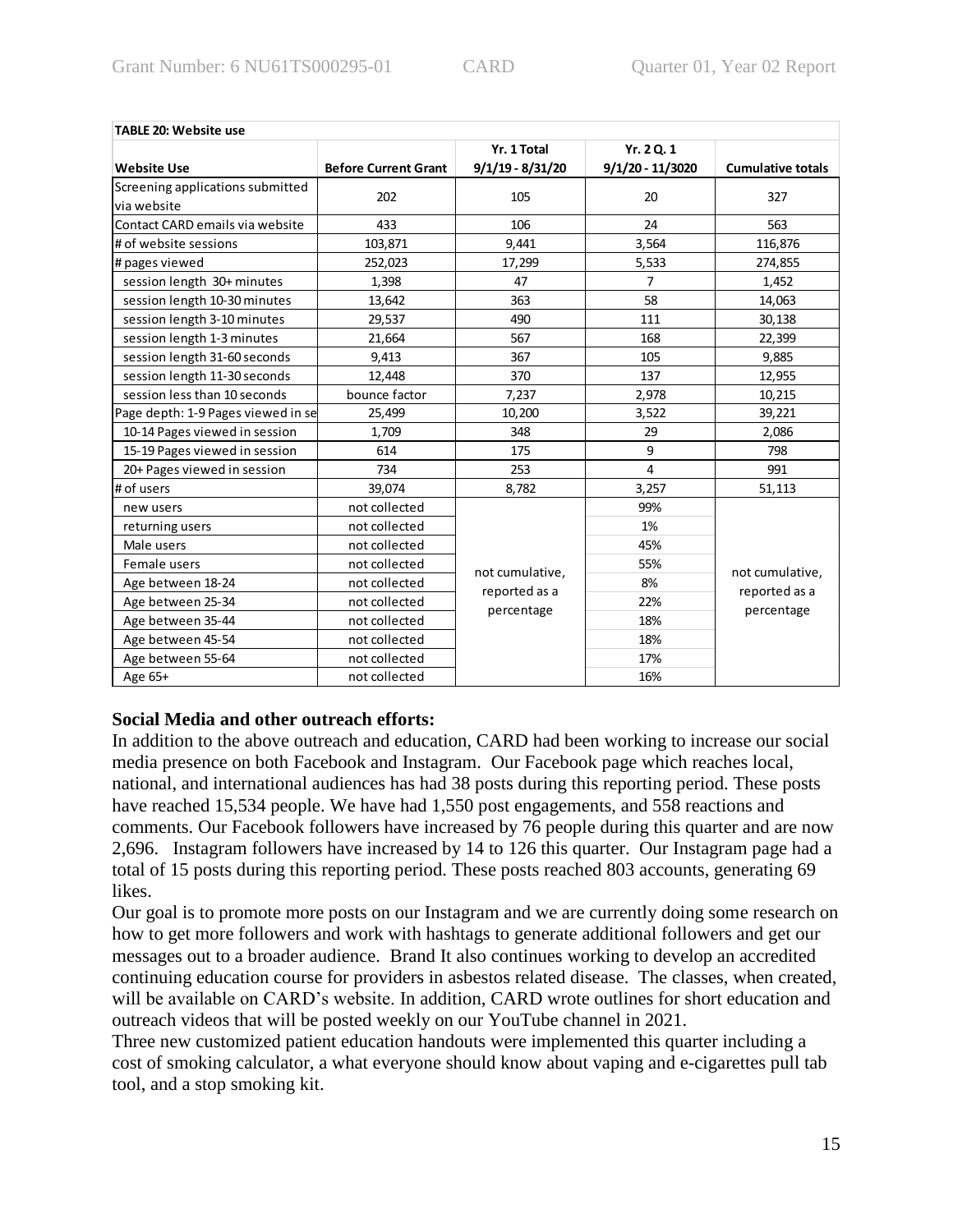**TABLE 20: Website use**

| Website Use | Before Current Grant | Yr. 1 Total 9/1/19 - 8/31/20 | Yr. 2 Q. 1 9/1/20 - 11/3020 | Cumulative totals |
|---|---|---|---|---|
| Screening applications submitted via website | 202 | 105 | 20 | 327 |
| Contact CARD emails via website | 433 | 106 | 24 | 563 |
| # of website sessions | 103,871 | 9,441 | 3,564 | 116,876 |
| # pages viewed | 252,023 | 17,299 | 5,533 | 274,855 |
| session length 30+ minutes | 1,398 | 47 | 7 | 1,452 |
| session length 10-30 minutes | 13,642 | 363 | 58 | 14,063 |
| session length 3-10 minutes | 29,537 | 490 | 111 | 30,138 |
| session length 1-3 minutes | 21,664 | 567 | 168 | 22,399 |
| session length 31-60 seconds | 9,413 | 367 | 105 | 9,885 |
| session length 11-30 seconds | 12,448 | 370 | 137 | 12,955 |
| session less than 10 seconds | bounce factor | 7,237 | 2,978 | 10,215 |
| Page depth: 1-9 Pages viewed in se | 25,499 | 10,200 | 3,522 | 39,221 |
| 10-14 Pages viewed in session | 1,709 | 348 | 29 | 2,086 |
| 15-19 Pages viewed in session | 614 | 175 | 9 | 798 |
| 20+ Pages viewed in session | 734 | 253 | 4 | 991 |
| # of users | 39,074 | 8,782 | 3,257 | 51,113 |
| new users | not collected | not cumulative, reported as a percentage | 99% | not cumulative, reported as a percentage |
| returning users | not collected | | 1% | |
| Male users | not collected | | 45% | |
| Female users | not collected | | 55% | |
| Age between 18-24 | not collected | | 8% | |
| Age between 25-34 | not collected | | 22% | |
| Age between 35-44 | not collected | | 18% | |
| Age between 45-54 | not collected | | 18% | |
| Age between 55-64 | not collected | | 17% | |
| Age 65+ | not collected | | 16% | |

**Social Media and other outreach efforts:**

In addition to the above outreach and education, CARD had been working to increase our social media presence on both Facebook and Instagram. Our Facebook page which reaches local, national, and international audiences has had 38 posts during this reporting period. These posts have reached 15,534 people. We have had 1,550 post engagements, and 558 reactions and comments. Our Facebook followers have increased by 76 people during this quarter and are now 2,696. Instagram followers have increased by 14 to 126 this quarter. Our Instagram page had a total of 15 posts during this reporting period. These posts reached 803 accounts, generating 69 likes.

Our goal is to promote more posts on our Instagram and we are currently doing some research on how to get more followers and work with hashtags to generate additional followers and get our messages out to a broader audience. Brand It also continues working to develop an accredited continuing education course for providers in asbestos related disease. The classes, when created, will be available on CARD's website. In addition, CARD wrote outlines for short education and outreach videos that will be posted weekly on our YouTube channel in 2021.

Three new customized patient education handouts were implemented this quarter including a cost of smoking calculator, a what everyone should know about vaping and e-cigarettes pull tab tool, and a stop smoking kit.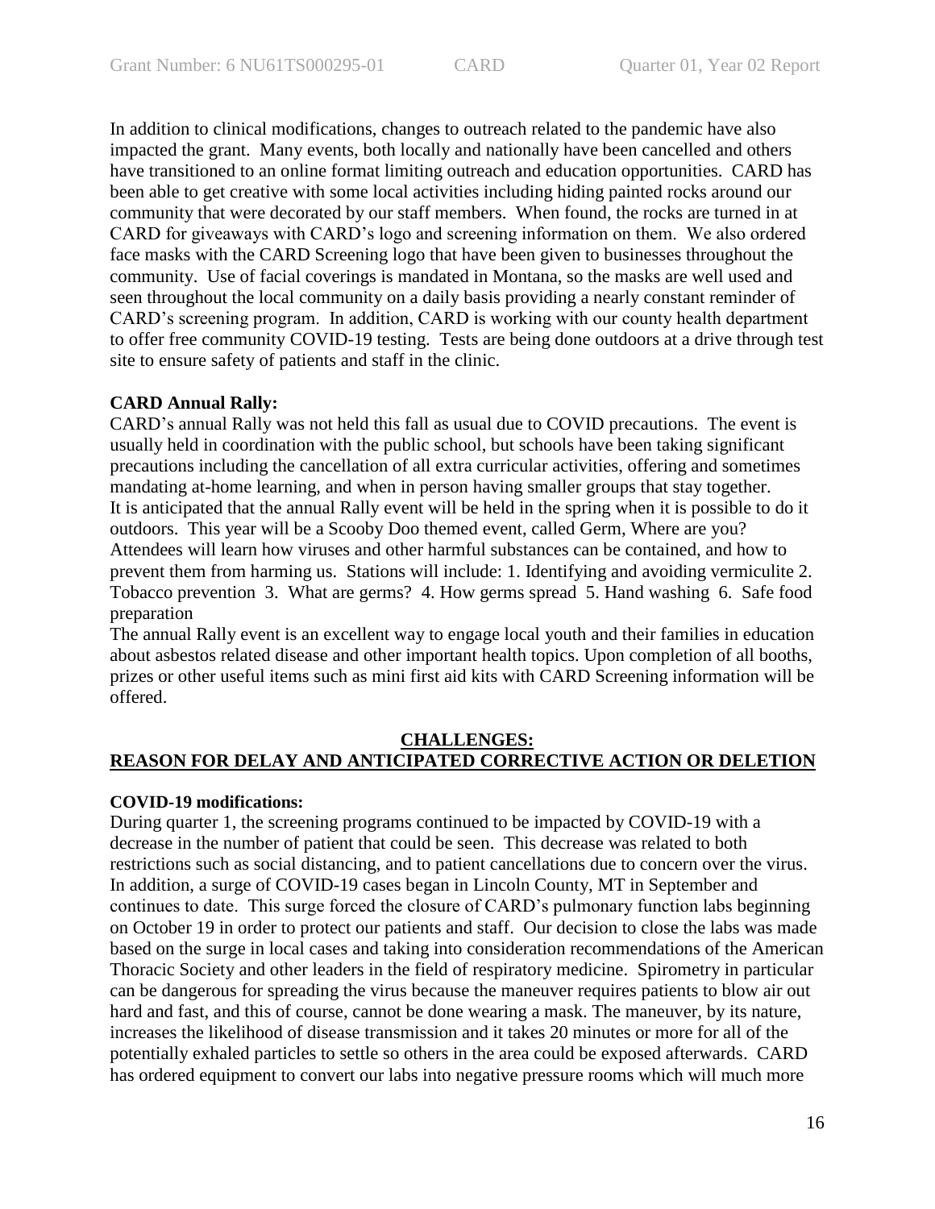In addition to clinical modifications, changes to outreach related to the pandemic have also impacted the grant. Many events, both locally and nationally have been cancelled and others have transitioned to an online format limiting outreach and education opportunities. CARD has been able to get creative with some local activities including hiding painted rocks around our community that were decorated by our staff members. When found, the rocks are turned in at CARD for giveaways with CARD's logo and screening information on them. We also ordered face masks with the CARD Screening logo that have been given to businesses throughout the community. Use of facial coverings is mandated in Montana, so the masks are well used and seen throughout the local community on a daily basis providing a nearly constant reminder of CARD's screening program. In addition, CARD is working with our county health department to offer free community COVID-19 testing. Tests are being done outdoors at a drive through test site to ensure safety of patients and staff in the clinic.

**CARD Annual Rally:**

CARD's annual Rally was not held this fall as usual due to COVID precautions. The event is usually held in coordination with the public school, but schools have been taking significant precautions including the cancellation of all extra curricular activities, offering and sometimes mandating at-home learning, and when in person having smaller groups that stay together. It is anticipated that the annual Rally event will be held in the spring when it is possible to do it outdoors. This year will be a Scooby Doo themed event, called Germ, Where are you? Attendees will learn how viruses and other harmful substances can be contained, and how to prevent them from harming us. Stations will include: 1. Identifying and avoiding vermiculite 2. Tobacco prevention 3. What are germs? 4. How germs spread 5. Hand washing 6. Safe food preparation

The annual Rally event is an excellent way to engage local youth and their families in education about asbestos related disease and other important health topics. Upon completion of all booths, prizes or other useful items such as mini first aid kits with CARD Screening information will be offered.

## CHALLENGES:
## REASON FOR DELAY AND ANTICIPATED CORRECTIVE ACTION OR DELETION

**COVID-19 modifications:**

During quarter 1, the screening programs continued to be impacted by COVID-19 with a decrease in the number of patient that could be seen. This decrease was related to both restrictions such as social distancing, and to patient cancellations due to concern over the virus. In addition, a surge of COVID-19 cases began in Lincoln County, MT in September and continues to date. This surge forced the closure of CARD's pulmonary function labs beginning on October 19 in order to protect our patients and staff. Our decision to close the labs was made based on the surge in local cases and taking into consideration recommendations of the American Thoracic Society and other leaders in the field of respiratory medicine. Spirometry in particular can be dangerous for spreading the virus because the maneuver requires patients to blow air out hard and fast, and this of course, cannot be done wearing a mask. The maneuver, by its nature, increases the likelihood of disease transmission and it takes 20 minutes or more for all of the potentially exhaled particles to settle so others in the area could be exposed afterwards. CARD has ordered equipment to convert our labs into negative pressure rooms which will much more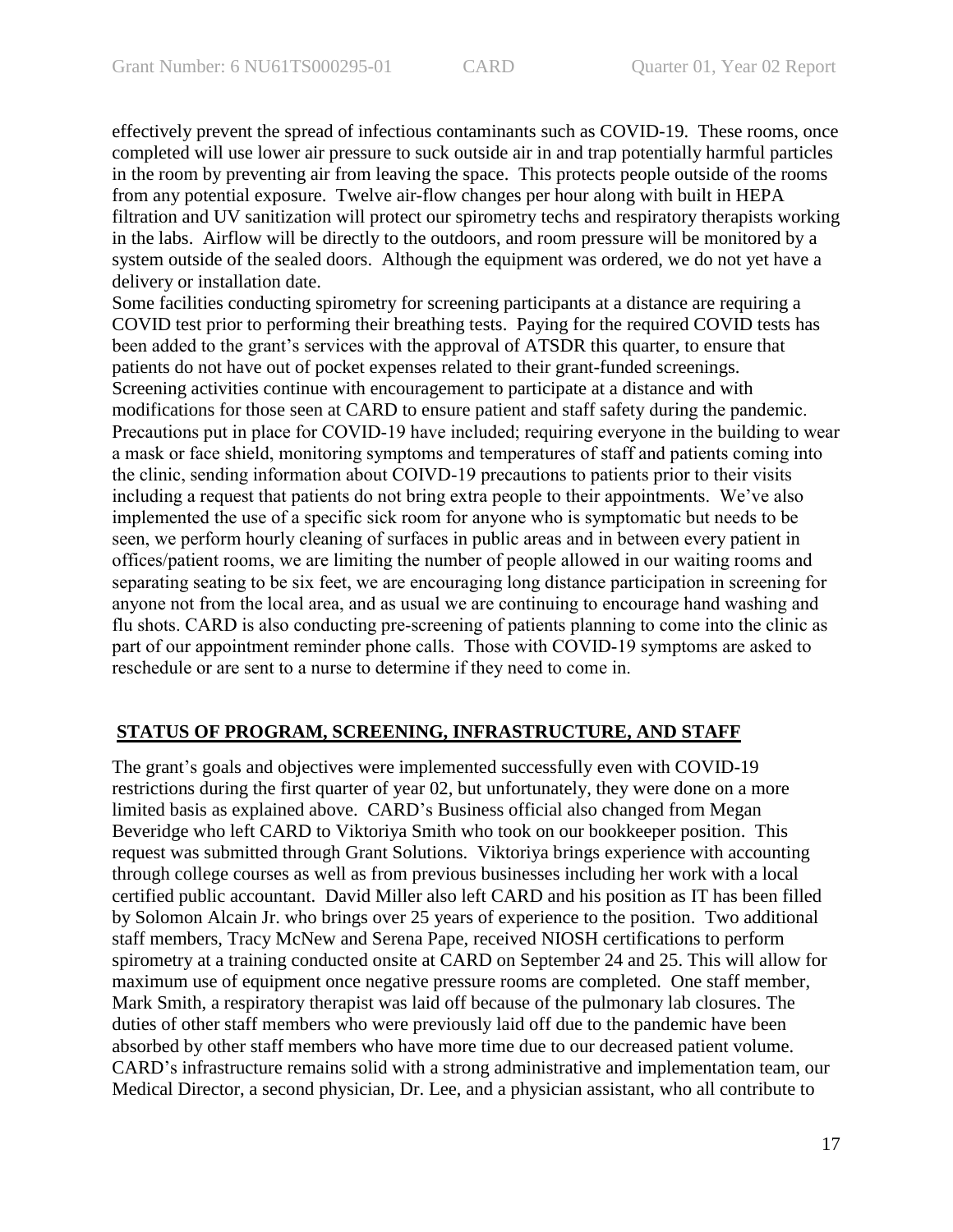effectively prevent the spread of infectious contaminants such as COVID-19. These rooms, once completed will use lower air pressure to suck outside air in and trap potentially harmful particles in the room by preventing air from leaving the space. This protects people outside of the rooms from any potential exposure. Twelve air-flow changes per hour along with built in HEPA filtration and UV sanitization will protect our spirometry techs and respiratory therapists working in the labs. Airflow will be directly to the outdoors, and room pressure will be monitored by a system outside of the sealed doors. Although the equipment was ordered, we do not yet have a delivery or installation date.

Some facilities conducting spirometry for screening participants at a distance are requiring a COVID test prior to performing their breathing tests. Paying for the required COVID tests has been added to the grant's services with the approval of ATSDR this quarter, to ensure that patients do not have out of pocket expenses related to their grant-funded screenings.

Screening activities continue with encouragement to participate at a distance and with modifications for those seen at CARD to ensure patient and staff safety during the pandemic. Precautions put in place for COVID-19 have included; requiring everyone in the building to wear a mask or face shield, monitoring symptoms and temperatures of staff and patients coming into the clinic, sending information about COIVD-19 precautions to patients prior to their visits including a request that patients do not bring extra people to their appointments. We've also implemented the use of a specific sick room for anyone who is symptomatic but needs to be seen, we perform hourly cleaning of surfaces in public areas and in between every patient in offices/patient rooms, we are limiting the number of people allowed in our waiting rooms and separating seating to be six feet, we are encouraging long distance participation in screening for anyone not from the local area, and as usual we are continuing to encourage hand washing and flu shots. CARD is also conducting pre-screening of patients planning to come into the clinic as part of our appointment reminder phone calls. Those with COVID-19 symptoms are asked to reschedule or are sent to a nurse to determine if they need to come in.

## STATUS OF PROGRAM, SCREENING, INFRASTRUCTURE, AND STAFF

The grant's goals and objectives were implemented successfully even with COVID-19 restrictions during the first quarter of year 02, but unfortunately, they were done on a more limited basis as explained above. CARD's Business official also changed from Megan Beveridge who left CARD to Viktoriya Smith who took on our bookkeeper position. This request was submitted through Grant Solutions. Viktoriya brings experience with accounting through college courses as well as from previous businesses including her work with a local certified public accountant. David Miller also left CARD and his position as IT has been filled by Solomon Alcain Jr. who brings over 25 years of experience to the position. Two additional staff members, Tracy McNew and Serena Pape, received NIOSH certifications to perform spirometry at a training conducted onsite at CARD on September 24 and 25. This will allow for maximum use of equipment once negative pressure rooms are completed. One staff member, Mark Smith, a respiratory therapist was laid off because of the pulmonary lab closures. The duties of other staff members who were previously laid off due to the pandemic have been absorbed by other staff members who have more time due to our decreased patient volume. CARD's infrastructure remains solid with a strong administrative and implementation team, our Medical Director, a second physician, Dr. Lee, and a physician assistant, who all contribute to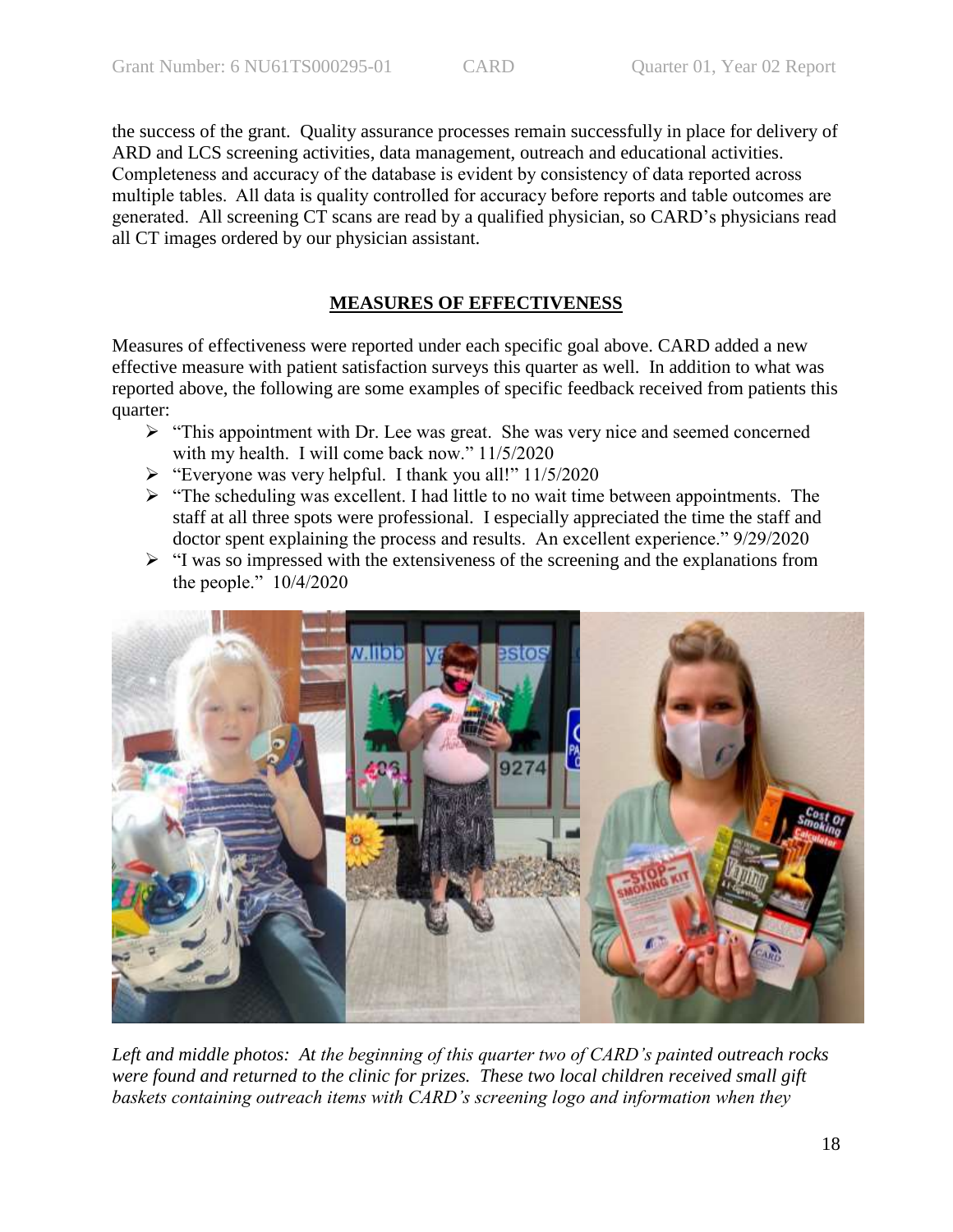the success of the grant. Quality assurance processes remain successfully in place for delivery of ARD and LCS screening activities, data management, outreach and educational activities. Completeness and accuracy of the database is evident by consistency of data reported across multiple tables. All data is quality controlled for accuracy before reports and table outcomes are generated. All screening CT scans are read by a qualified physician, so CARD's physicians read all CT images ordered by our physician assistant.

## MEASURES OF EFFECTIVENESS

Measures of effectiveness were reported under each specific goal above. CARD added a new effective measure with patient satisfaction surveys this quarter as well. In addition to what was reported above, the following are some examples of specific feedback received from patients this quarter:

- "This appointment with Dr. Lee was great. She was very nice and seemed concerned with my health. I will come back now." 11/5/2020
- "Everyone was very helpful. I thank you all!" 11/5/2020
- "The scheduling was excellent. I had little to no wait time between appointments. The staff at all three spots were professional. I especially appreciated the time the staff and doctor spent explaining the process and results. An excellent experience." 9/29/2020
- "I was so impressed with the extensiveness of the screening and the explanations from the people." 10/4/2020

*Left and middle photos: At the beginning of this quarter two of CARD's painted outreach rocks were found and returned to the clinic for prizes. These two local children received small gift baskets containing outreach items with CARD's screening logo and information when they*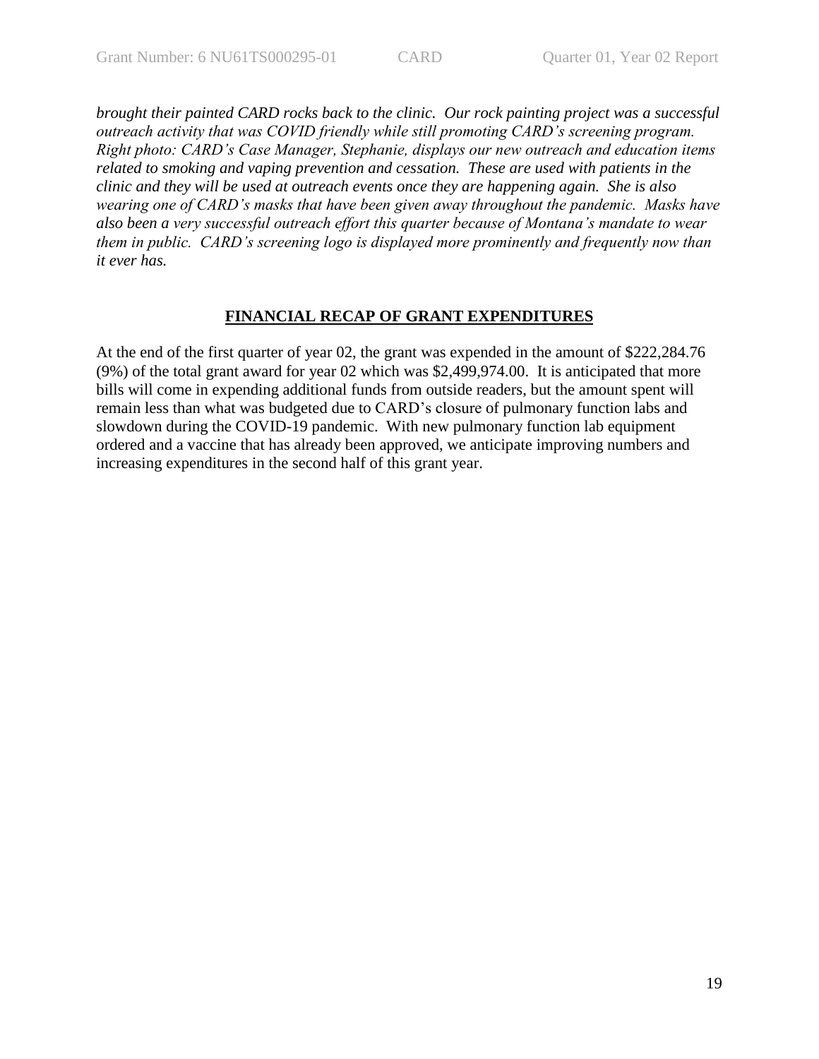*brought their painted CARD rocks back to the clinic. Our rock painting project was a successful outreach activity that was COVID friendly while still promoting CARD's screening program. Right photo: CARD's Case Manager, Stephanie, displays our new outreach and education items related to smoking and vaping prevention and cessation. These are used with patients in the clinic and they will be used at outreach events once they are happening again. She is also wearing one of CARD's masks that have been given away throughout the pandemic. Masks have also been a very successful outreach effort this quarter because of Montana's mandate to wear them in public. CARD's screening logo is displayed more prominently and frequently now than it ever has.*

## FINANCIAL RECAP OF GRANT EXPENDITURES

At the end of the first quarter of year 02, the grant was expended in the amount of $222,284.76 (9%) of the total grant award for year 02 which was $2,499,974.00. It is anticipated that more bills will come in expending additional funds from outside readers, but the amount spent will remain less than what was budgeted due to CARD's closure of pulmonary function labs and slowdown during the COVID-19 pandemic. With new pulmonary function lab equipment ordered and a vaccine that has already been approved, we anticipate improving numbers and increasing expenditures in the second half of this grant year.